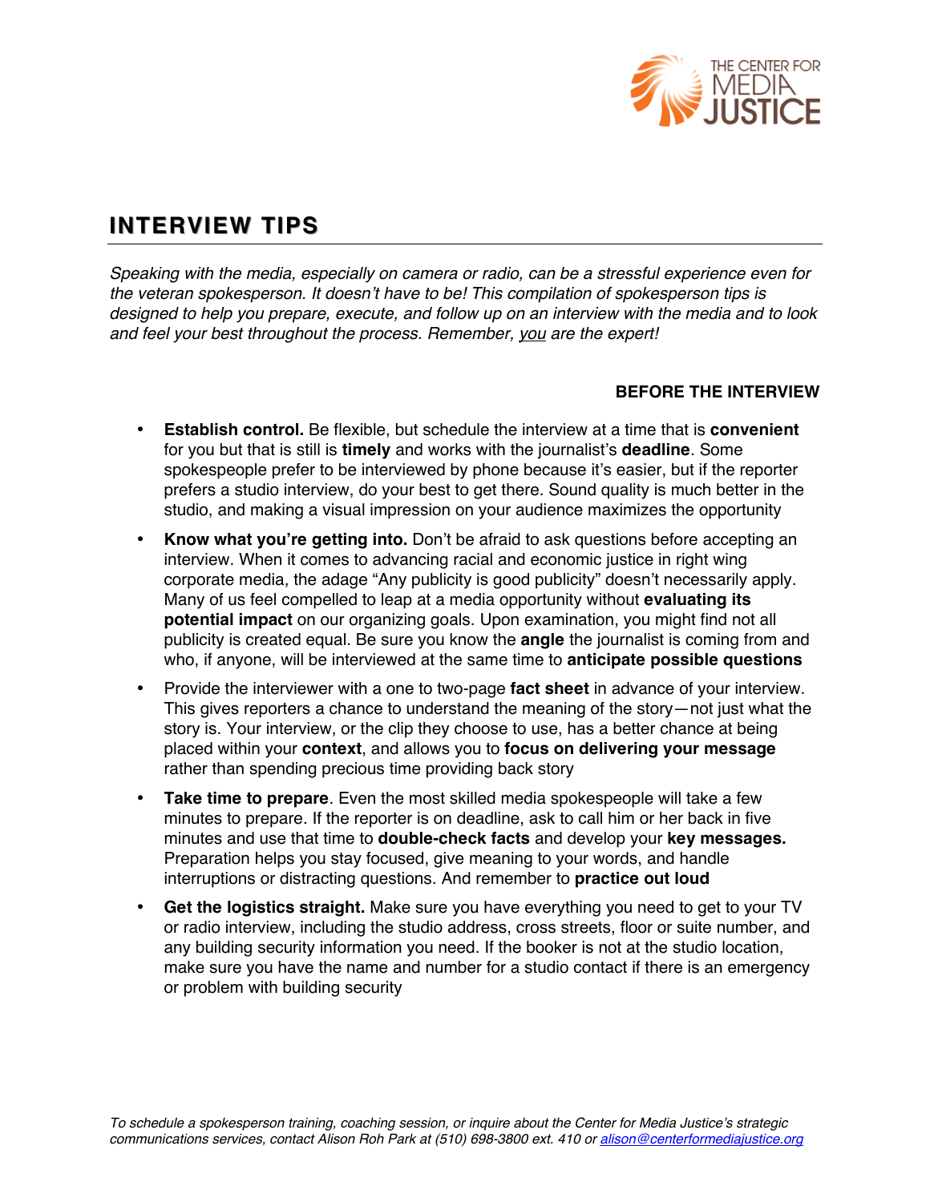THE CENTER FOR MEDIA JUSTICE

# INTERVIEW TIPS

*Speaking with the media, especially on camera or radio, can be a stressful experience even for the veteran spokesperson. It doesn't have to be! This compilation of spokesperson tips is designed to help you prepare, execute, and follow up on an interview with the media and to look and feel your best throughout the process. Remember, you are the expert!*

## BEFORE THE INTERVIEW

- **Establish control.** Be flexible, but schedule the interview at a time that is **convenient** for you but that is still is **timely** and works with the journalist's **deadline**. Some spokespeople prefer to be interviewed by phone because it's easier, but if the reporter prefers a studio interview, do your best to get there. Sound quality is much better in the studio, and making a visual impression on your audience maximizes the opportunity
- **Know what you're getting into.** Don't be afraid to ask questions before accepting an interview. When it comes to advancing racial and economic justice in right wing corporate media, the adage "Any publicity is good publicity" doesn't necessarily apply. Many of us feel compelled to leap at a media opportunity without **evaluating its potential impact** on our organizing goals. Upon examination, you might find not all publicity is created equal. Be sure you know the **angle** the journalist is coming from and who, if anyone, will be interviewed at the same time to **anticipate possible questions**
- Provide the interviewer with a one to two-page **fact sheet** in advance of your interview. This gives reporters a chance to understand the meaning of the story—not just what the story is. Your interview, or the clip they choose to use, has a better chance at being placed within your **context**, and allows you to **focus on delivering your message** rather than spending precious time providing back story
- **Take time to prepare**. Even the most skilled media spokespeople will take a few minutes to prepare. If the reporter is on deadline, ask to call him or her back in five minutes and use that time to **double-check facts** and develop your **key messages.** Preparation helps you stay focused, give meaning to your words, and handle interruptions or distracting questions. And remember to **practice out loud**
- **Get the logistics straight.** Make sure you have everything you need to get to your TV or radio interview, including the studio address, cross streets, floor or suite number, and any building security information you need. If the booker is not at the studio location, make sure you have the name and number for a studio contact if there is an emergency or problem with building security

*To schedule a spokesperson training, coaching session, or inquire about the Center for Media Justice's strategic communications services, contact Alison Roh Park at (510) 698-3800 ext. 410 or alison@centerformediajustice.org*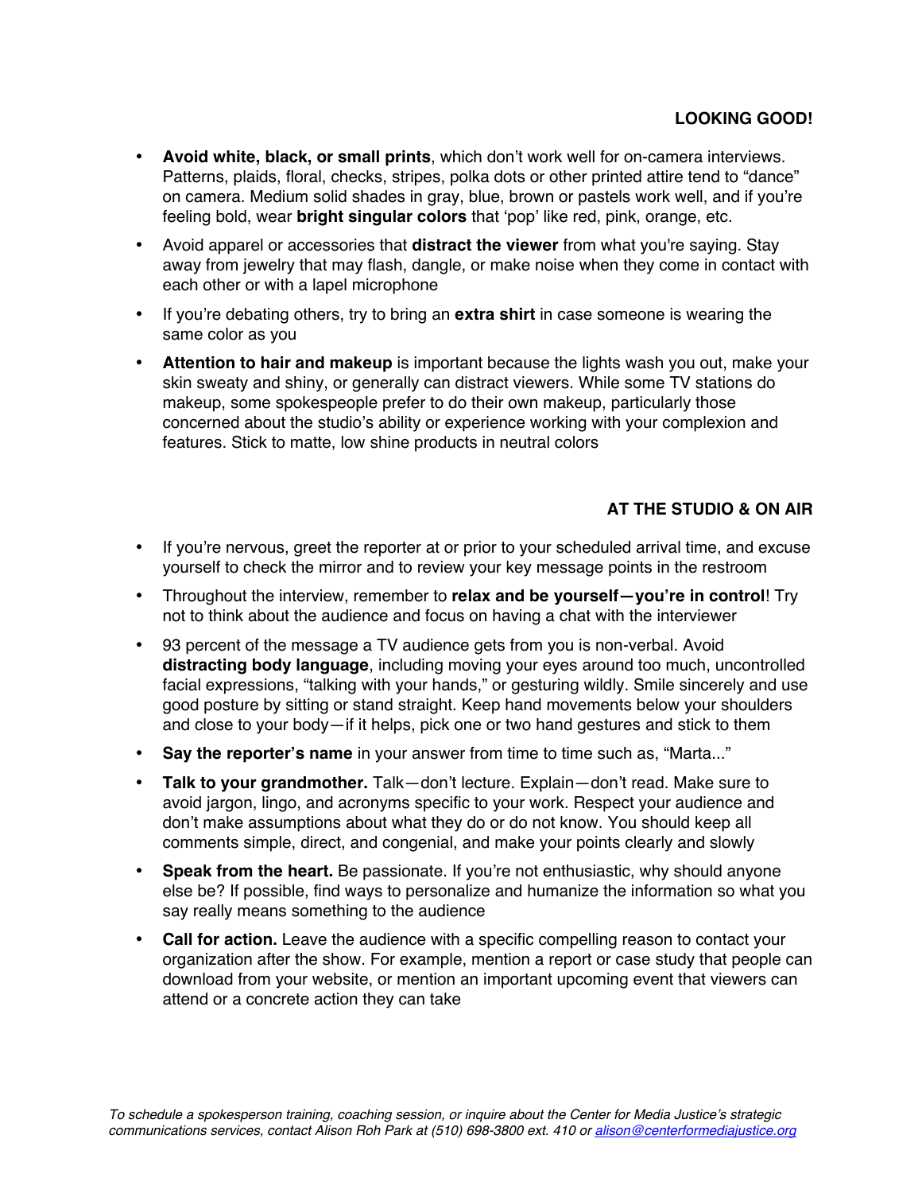## LOOKING GOOD!

- **Avoid white, black, or small prints**, which don't work well for on-camera interviews. Patterns, plaids, floral, checks, stripes, polka dots or other printed attire tend to "dance" on camera. Medium solid shades in gray, blue, brown or pastels work well, and if you're feeling bold, wear **bright singular colors** that 'pop' like red, pink, orange, etc.
- Avoid apparel or accessories that **distract the viewer** from what you're saying. Stay away from jewelry that may flash, dangle, or make noise when they come in contact with each other or with a lapel microphone
- If you're debating others, try to bring an **extra shirt** in case someone is wearing the same color as you
- **Attention to hair and makeup** is important because the lights wash you out, make your skin sweaty and shiny, or generally can distract viewers. While some TV stations do makeup, some spokespeople prefer to do their own makeup, particularly those concerned about the studio's ability or experience working with your complexion and features. Stick to matte, low shine products in neutral colors

## AT THE STUDIO & ON AIR

- If you're nervous, greet the reporter at or prior to your scheduled arrival time, and excuse yourself to check the mirror and to review your key message points in the restroom
- Throughout the interview, remember to **relax and be yourself—you're in control**! Try not to think about the audience and focus on having a chat with the interviewer
- 93 percent of the message a TV audience gets from you is non-verbal. Avoid **distracting body language**, including moving your eyes around too much, uncontrolled facial expressions, "talking with your hands," or gesturing wildly. Smile sincerely and use good posture by sitting or stand straight. Keep hand movements below your shoulders and close to your body—if it helps, pick one or two hand gestures and stick to them
- **Say the reporter's name** in your answer from time to time such as, "Marta..."
- **Talk to your grandmother.** Talk—don't lecture. Explain—don't read. Make sure to avoid jargon, lingo, and acronyms specific to your work. Respect your audience and don't make assumptions about what they do or do not know. You should keep all comments simple, direct, and congenial, and make your points clearly and slowly
- **Speak from the heart.** Be passionate. If you're not enthusiastic, why should anyone else be? If possible, find ways to personalize and humanize the information so what you say really means something to the audience
- **Call for action.** Leave the audience with a specific compelling reason to contact your organization after the show. For example, mention a report or case study that people can download from your website, or mention an important upcoming event that viewers can attend or a concrete action they can take

*To schedule a spokesperson training, coaching session, or inquire about the Center for Media Justice's strategic communications services, contact Alison Roh Park at (510) 698-3800 ext. 410 or alison@centerformediajustice.org*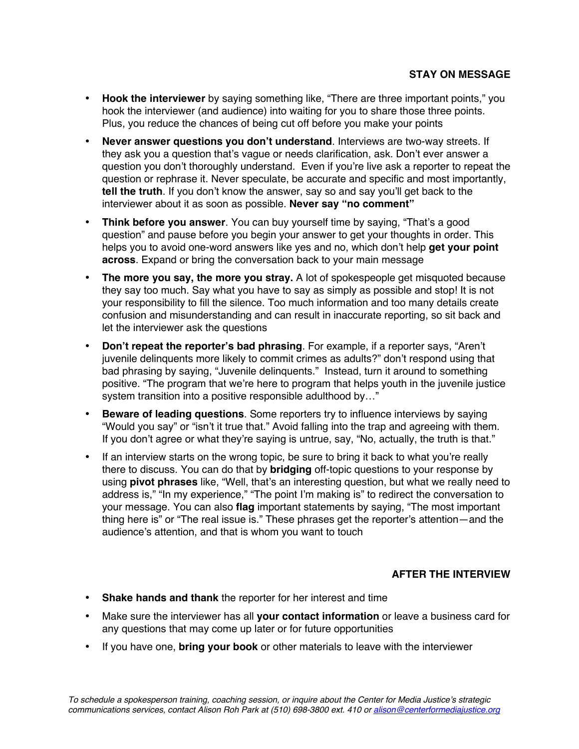## STAY ON MESSAGE

- **Hook the interviewer** by saying something like, "There are three important points," you hook the interviewer (and audience) into waiting for you to share those three points. Plus, you reduce the chances of being cut off before you make your points
- **Never answer questions you don't understand**. Interviews are two-way streets. If they ask you a question that's vague or needs clarification, ask. Don't ever answer a question you don't thoroughly understand. Even if you're live ask a reporter to repeat the question or rephrase it. Never speculate, be accurate and specific and most importantly, **tell the truth**. If you don't know the answer, say so and say you'll get back to the interviewer about it as soon as possible. **Never say "no comment"**
- **Think before you answer**. You can buy yourself time by saying, "That's a good question" and pause before you begin your answer to get your thoughts in order. This helps you to avoid one-word answers like yes and no, which don't help **get your point across**. Expand or bring the conversation back to your main message
- **The more you say, the more you stray.** A lot of spokespeople get misquoted because they say too much. Say what you have to say as simply as possible and stop! It is not your responsibility to fill the silence. Too much information and too many details create confusion and misunderstanding and can result in inaccurate reporting, so sit back and let the interviewer ask the questions
- **Don't repeat the reporter's bad phrasing**. For example, if a reporter says, "Aren't juvenile delinquents more likely to commit crimes as adults?" don't respond using that bad phrasing by saying, "Juvenile delinquents." Instead, turn it around to something positive. "The program that we're here to program that helps youth in the juvenile justice system transition into a positive responsible adulthood by…"
- **Beware of leading questions**. Some reporters try to influence interviews by saying "Would you say" or "isn't it true that." Avoid falling into the trap and agreeing with them. If you don't agree or what they're saying is untrue, say, "No, actually, the truth is that."
- If an interview starts on the wrong topic, be sure to bring it back to what you're really there to discuss. You can do that by **bridging** off-topic questions to your response by using **pivot phrases** like, "Well, that's an interesting question, but what we really need to address is," "In my experience," "The point I'm making is" to redirect the conversation to your message. You can also **flag** important statements by saying, "The most important thing here is" or "The real issue is." These phrases get the reporter's attention—and the audience's attention, and that is whom you want to touch

## AFTER THE INTERVIEW

- **Shake hands and thank** the reporter for her interest and time
- Make sure the interviewer has all **your contact information** or leave a business card for any questions that may come up later or for future opportunities
- If you have one, **bring your book** or other materials to leave with the interviewer

*To schedule a spokesperson training, coaching session, or inquire about the Center for Media Justice's strategic communications services, contact Alison Roh Park at (510) 698-3800 ext. 410 or alison@centerformediajustice.org*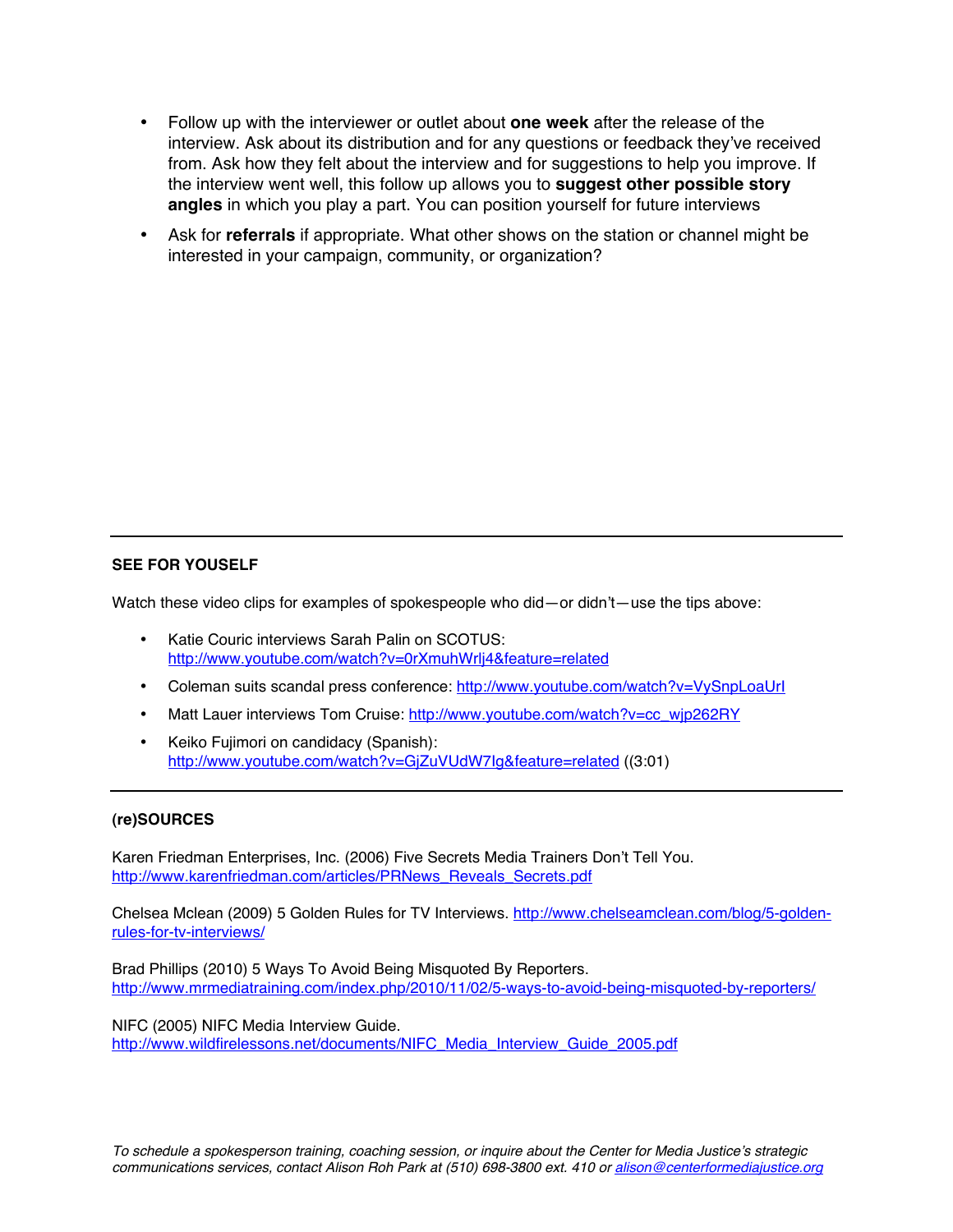- Follow up with the interviewer or outlet about **one week** after the release of the interview. Ask about its distribution and for any questions or feedback they've received from. Ask how they felt about the interview and for suggestions to help you improve. If the interview went well, this follow up allows you to **suggest other possible story angles** in which you play a part. You can position yourself for future interviews
- Ask for **referrals** if appropriate. What other shows on the station or channel might be interested in your campaign, community, or organization?

---

**SEE FOR YOUSELF**

Watch these video clips for examples of spokespeople who did—or didn't—use the tips above:

- Katie Couric interviews Sarah Palin on SCOTUS: http://www.youtube.com/watch?v=0rXmuhWrlj4&feature=related
- Coleman suits scandal press conference: http://www.youtube.com/watch?v=VySnpLoaUrI
- Matt Lauer interviews Tom Cruise: http://www.youtube.com/watch?v=cc_wjp262RY
- Keiko Fujimori on candidacy (Spanish): http://www.youtube.com/watch?v=GjZuVUdW7Ig&feature=related ((3:01)

---

**(re)SOURCES**

Karen Friedman Enterprises, Inc. (2006) Five Secrets Media Trainers Don't Tell You. http://www.karenfriedman.com/articles/PRNews_Reveals_Secrets.pdf

Chelsea Mclean (2009) 5 Golden Rules for TV Interviews. http://www.chelseamclean.com/blog/5-golden-rules-for-tv-interviews/

Brad Phillips (2010) 5 Ways To Avoid Being Misquoted By Reporters. http://www.mrmediatraining.com/index.php/2010/11/02/5-ways-to-avoid-being-misquoted-by-reporters/

NIFC (2005) NIFC Media Interview Guide. http://www.wildfirelessons.net/documents/NIFC_Media_Interview_Guide_2005.pdf

*To schedule a spokesperson training, coaching session, or inquire about the Center for Media Justice's strategic communications services, contact Alison Roh Park at (510) 698-3800 ext. 410 or alison@centerformediajustice.org*